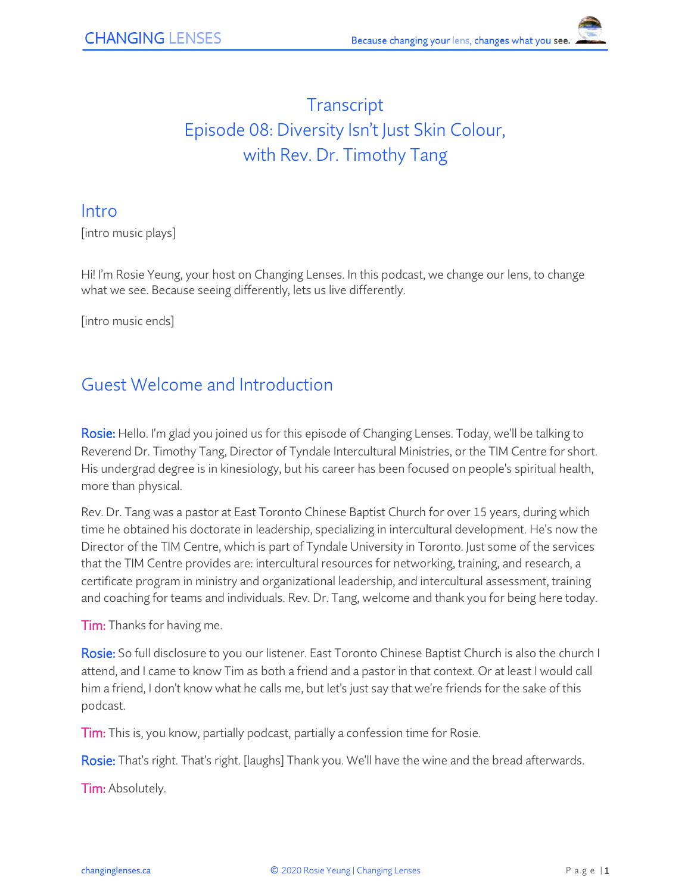# Transcript
# Episode 08: Diversity Isn't Just Skin Colour, with Rev. Dr. Timothy Tang

## Intro

[intro music plays]

Hi! I'm Rosie Yeung, your host on Changing Lenses. In this podcast, we change our lens, to change what we see. Because seeing differently, lets us live differently.

[intro music ends]

## Guest Welcome and Introduction

**Rosie:** Hello. I'm glad you joined us for this episode of Changing Lenses. Today, we'll be talking to Reverend Dr. Timothy Tang, Director of Tyndale Intercultural Ministries, or the TIM Centre for short. His undergrad degree is in kinesiology, but his career has been focused on people's spiritual health, more than physical.

Rev. Dr. Tang was a pastor at East Toronto Chinese Baptist Church for over 15 years, during which time he obtained his doctorate in leadership, specializing in intercultural development. He's now the Director of the TIM Centre, which is part of Tyndale University in Toronto. Just some of the services that the TIM Centre provides are: intercultural resources for networking, training, and research, a certificate program in ministry and organizational leadership, and intercultural assessment, training and coaching for teams and individuals. Rev. Dr. Tang, welcome and thank you for being here today.

**Tim:** Thanks for having me.

**Rosie:** So full disclosure to you our listener. East Toronto Chinese Baptist Church is also the church I attend, and I came to know Tim as both a friend and a pastor in that context. Or at least I would call him a friend, I don't know what he calls me, but let's just say that we're friends for the sake of this podcast.

**Tim:** This is, you know, partially podcast, partially a confession time for Rosie.

**Rosie:** That's right. That's right. [laughs] Thank you. We'll have the wine and the bread afterwards.

**Tim:** Absolutely.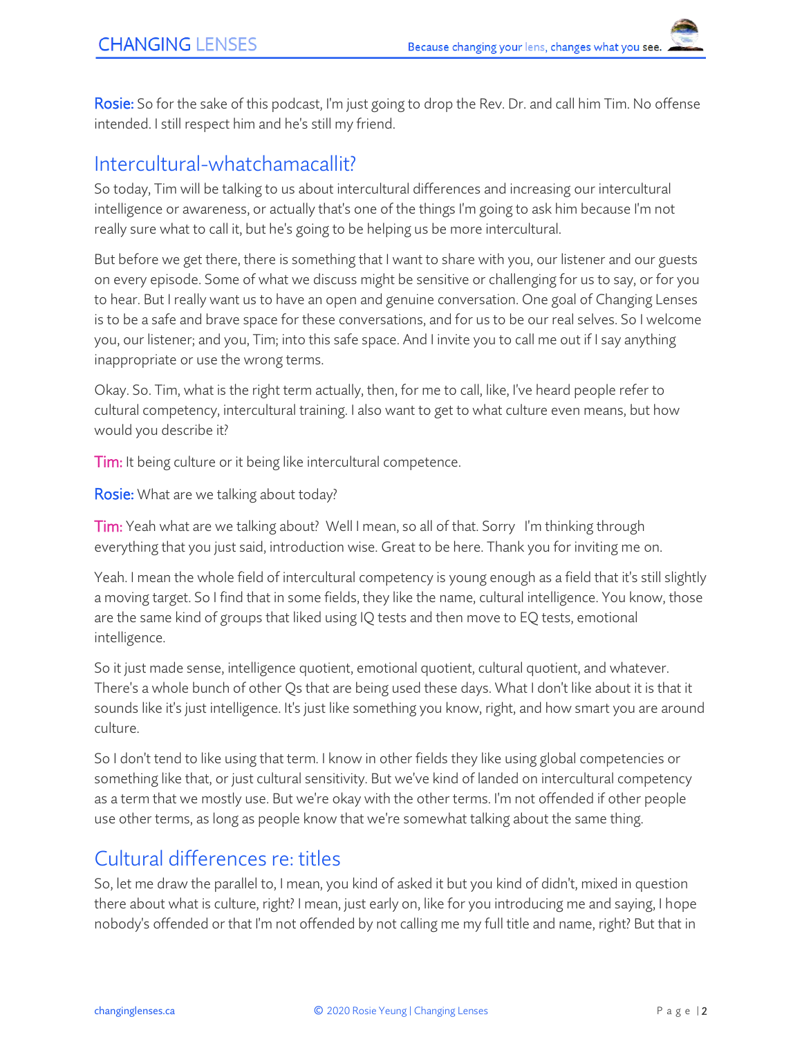**Rosie:** So for the sake of this podcast, I'm just going to drop the Rev. Dr. and call him Tim. No offense intended. I still respect him and he's still my friend.

## Intercultural-whatchamacallit?

So today, Tim will be talking to us about intercultural differences and increasing our intercultural intelligence or awareness, or actually that's one of the things I'm going to ask him because I'm not really sure what to call it, but he's going to be helping us be more intercultural.

But before we get there, there is something that I want to share with you, our listener and our guests on every episode. Some of what we discuss might be sensitive or challenging for us to say, or for you to hear. But I really want us to have an open and genuine conversation. One goal of Changing Lenses is to be a safe and brave space for these conversations, and for us to be our real selves. So I welcome you, our listener; and you, Tim; into this safe space. And I invite you to call me out if I say anything inappropriate or use the wrong terms.

Okay. So. Tim, what is the right term actually, then, for me to call, like, I've heard people refer to cultural competency, intercultural training. I also want to get to what culture even means, but how would you describe it?

**Tim:** It being culture or it being like intercultural competence.

**Rosie:** What are we talking about today?

**Tim:** Yeah what are we talking about? Well I mean, so all of that. Sorry I'm thinking through everything that you just said, introduction wise. Great to be here. Thank you for inviting me on.

Yeah. I mean the whole field of intercultural competency is young enough as a field that it's still slightly a moving target. So I find that in some fields, they like the name, cultural intelligence. You know, those are the same kind of groups that liked using IQ tests and then move to EQ tests, emotional intelligence.

So it just made sense, intelligence quotient, emotional quotient, cultural quotient, and whatever. There's a whole bunch of other Qs that are being used these days. What I don't like about it is that it sounds like it's just intelligence. It's just like something you know, right, and how smart you are around culture.

So I don't tend to like using that term. I know in other fields they like using global competencies or something like that, or just cultural sensitivity. But we've kind of landed on intercultural competency as a term that we mostly use. But we're okay with the other terms. I'm not offended if other people use other terms, as long as people know that we're somewhat talking about the same thing.

## Cultural differences re: titles

So, let me draw the parallel to, I mean, you kind of asked it but you kind of didn't, mixed in question there about what is culture, right? I mean, just early on, like for you introducing me and saying, I hope nobody's offended or that I'm not offended by not calling me my full title and name, right? But that in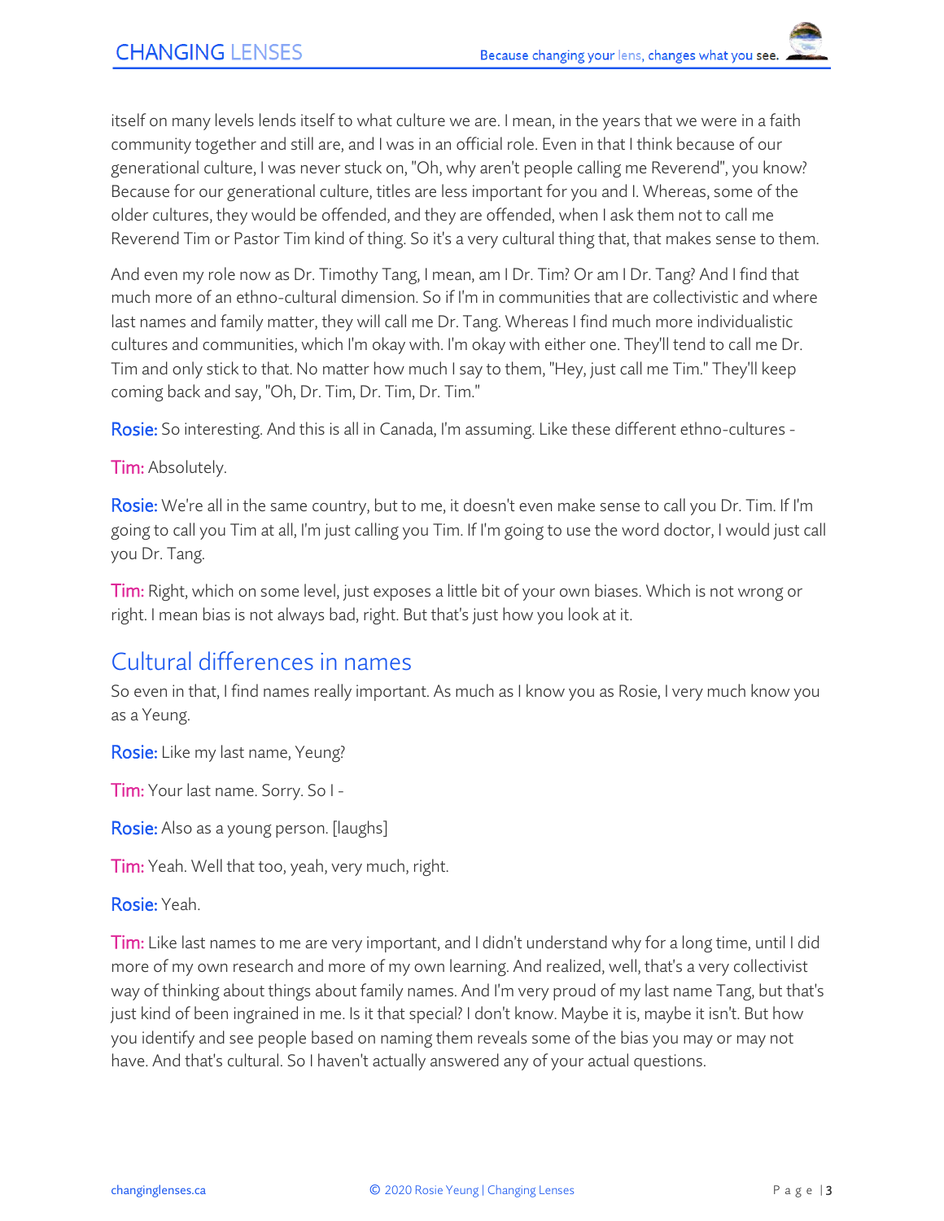itself on many levels lends itself to what culture we are. I mean, in the years that we were in a faith community together and still are, and I was in an official role. Even in that I think because of our generational culture, I was never stuck on, "Oh, why aren't people calling me Reverend", you know? Because for our generational culture, titles are less important for you and I. Whereas, some of the older cultures, they would be offended, and they are offended, when I ask them not to call me Reverend Tim or Pastor Tim kind of thing. So it's a very cultural thing that, that makes sense to them.

And even my role now as Dr. Timothy Tang, I mean, am I Dr. Tim? Or am I Dr. Tang? And I find that much more of an ethno-cultural dimension. So if I'm in communities that are collectivistic and where last names and family matter, they will call me Dr. Tang. Whereas I find much more individualistic cultures and communities, which I'm okay with. I'm okay with either one. They'll tend to call me Dr. Tim and only stick to that. No matter how much I say to them, "Hey, just call me Tim." They'll keep coming back and say, "Oh, Dr. Tim, Dr. Tim, Dr. Tim."

**Rosie:** So interesting. And this is all in Canada, I'm assuming. Like these different ethno-cultures -

**Tim:** Absolutely.

**Rosie:** We're all in the same country, but to me, it doesn't even make sense to call you Dr. Tim. If I'm going to call you Tim at all, I'm just calling you Tim. If I'm going to use the word doctor, I would just call you Dr. Tang.

**Tim:** Right, which on some level, just exposes a little bit of your own biases. Which is not wrong or right. I mean bias is not always bad, right. But that's just how you look at it.

## Cultural differences in names

So even in that, I find names really important. As much as I know you as Rosie, I very much know you as a Yeung.

**Rosie:** Like my last name, Yeung?

**Tim:** Your last name. Sorry. So I -

**Rosie:** Also as a young person. [laughs]

**Tim:** Yeah. Well that too, yeah, very much, right.

**Rosie:** Yeah.

**Tim:** Like last names to me are very important, and I didn't understand why for a long time, until I did more of my own research and more of my own learning. And realized, well, that's a very collectivist way of thinking about things about family names. And I'm very proud of my last name Tang, but that's just kind of been ingrained in me. Is it that special? I don't know. Maybe it is, maybe it isn't. But how you identify and see people based on naming them reveals some of the bias you may or may not have. And that's cultural. So I haven't actually answered any of your actual questions.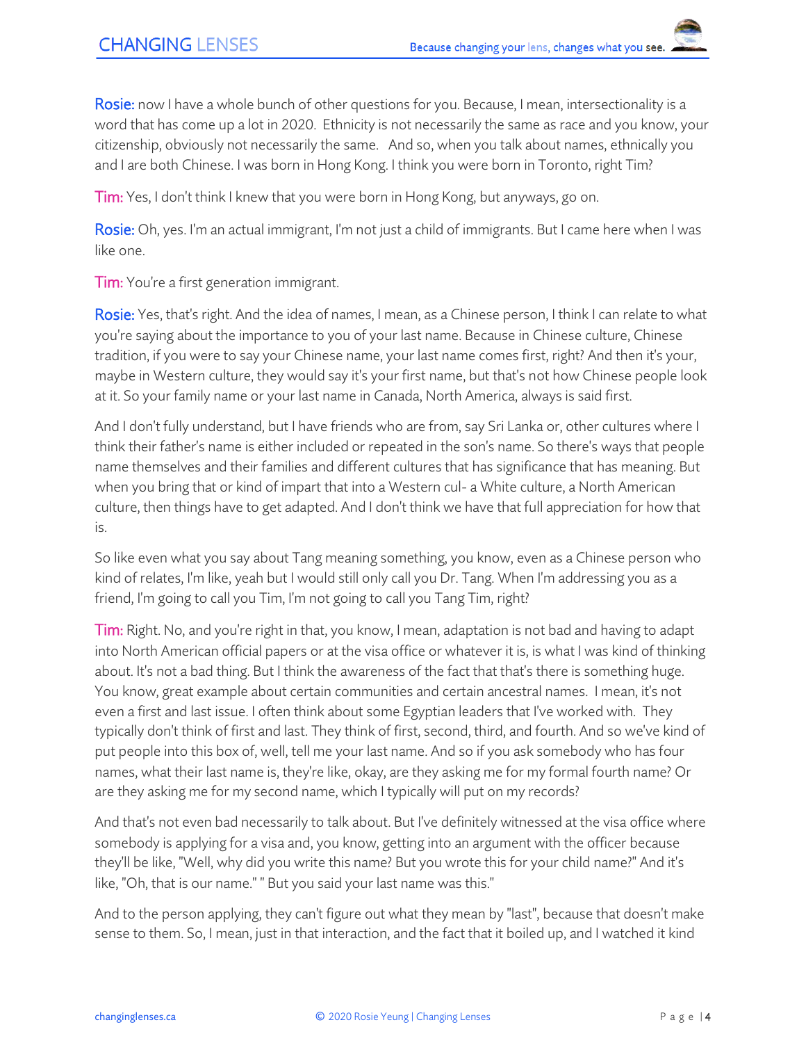**Rosie:** now I have a whole bunch of other questions for you. Because, I mean, intersectionality is a word that has come up a lot in 2020. Ethnicity is not necessarily the same as race and you know, your citizenship, obviously not necessarily the same. And so, when you talk about names, ethnically you and I are both Chinese. I was born in Hong Kong. I think you were born in Toronto, right Tim?

**Tim:** Yes, I don't think I knew that you were born in Hong Kong, but anyways, go on.

**Rosie:** Oh, yes. I'm an actual immigrant, I'm not just a child of immigrants. But I came here when I was like one.

**Tim:** You're a first generation immigrant.

**Rosie:** Yes, that's right. And the idea of names, I mean, as a Chinese person, I think I can relate to what you're saying about the importance to you of your last name. Because in Chinese culture, Chinese tradition, if you were to say your Chinese name, your last name comes first, right? And then it's your, maybe in Western culture, they would say it's your first name, but that's not how Chinese people look at it. So your family name or your last name in Canada, North America, always is said first.

And I don't fully understand, but I have friends who are from, say Sri Lanka or, other cultures where I think their father's name is either included or repeated in the son's name. So there's ways that people name themselves and their families and different cultures that has significance that has meaning. But when you bring that or kind of impart that into a Western cul- a White culture, a North American culture, then things have to get adapted. And I don't think we have that full appreciation for how that is.

So like even what you say about Tang meaning something, you know, even as a Chinese person who kind of relates, I'm like, yeah but I would still only call you Dr. Tang. When I'm addressing you as a friend, I'm going to call you Tim, I'm not going to call you Tang Tim, right?

**Tim:** Right. No, and you're right in that, you know, I mean, adaptation is not bad and having to adapt into North American official papers or at the visa office or whatever it is, is what I was kind of thinking about. It's not a bad thing. But I think the awareness of the fact that that's there is something huge. You know, great example about certain communities and certain ancestral names. I mean, it's not even a first and last issue. I often think about some Egyptian leaders that I've worked with. They typically don't think of first and last. They think of first, second, third, and fourth. And so we've kind of put people into this box of, well, tell me your last name. And so if you ask somebody who has four names, what their last name is, they're like, okay, are they asking me for my formal fourth name? Or are they asking me for my second name, which I typically will put on my records?

And that's not even bad necessarily to talk about. But I've definitely witnessed at the visa office where somebody is applying for a visa and, you know, getting into an argument with the officer because they'll be like, "Well, why did you write this name? But you wrote this for your child name?" And it's like, "Oh, that is our name." " But you said your last name was this."

And to the person applying, they can't figure out what they mean by "last", because that doesn't make sense to them. So, I mean, just in that interaction, and the fact that it boiled up, and I watched it kind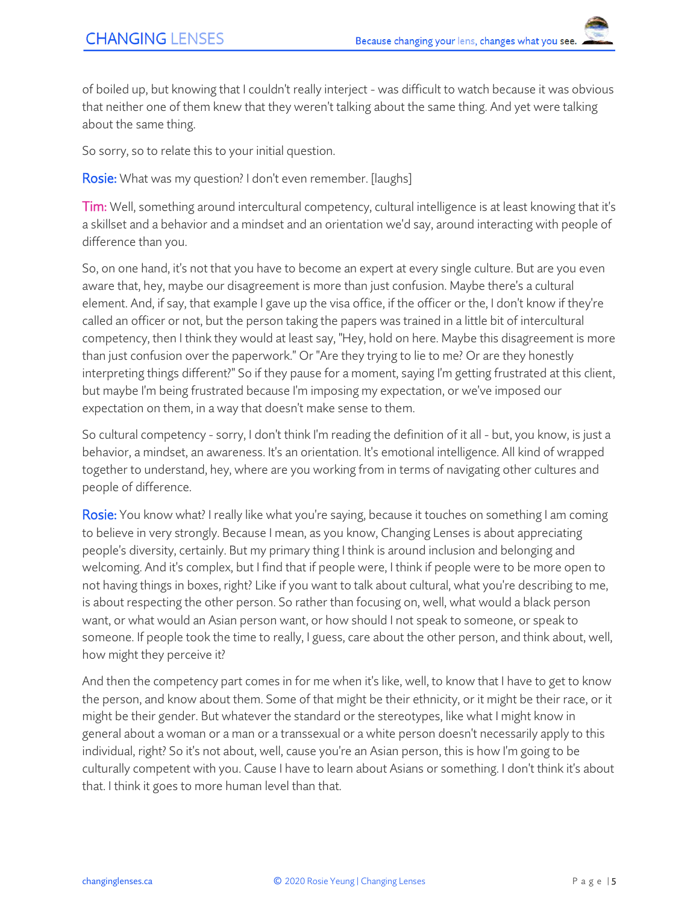of boiled up, but knowing that I couldn't really interject - was difficult to watch because it was obvious that neither one of them knew that they weren't talking about the same thing. And yet were talking about the same thing.

So sorry, so to relate this to your initial question.

**Rosie:** What was my question? I don't even remember. [laughs]

**Tim:** Well, something around intercultural competency, cultural intelligence is at least knowing that it's a skillset and a behavior and a mindset and an orientation we'd say, around interacting with people of difference than you.

So, on one hand, it's not that you have to become an expert at every single culture. But are you even aware that, hey, maybe our disagreement is more than just confusion. Maybe there's a cultural element. And, if say, that example I gave up the visa office, if the officer or the, I don't know if they're called an officer or not, but the person taking the papers was trained in a little bit of intercultural competency, then I think they would at least say, "Hey, hold on here. Maybe this disagreement is more than just confusion over the paperwork." Or "Are they trying to lie to me? Or are they honestly interpreting things different?" So if they pause for a moment, saying I'm getting frustrated at this client, but maybe I'm being frustrated because I'm imposing my expectation, or we've imposed our expectation on them, in a way that doesn't make sense to them.

So cultural competency - sorry, I don't think I'm reading the definition of it all - but, you know, is just a behavior, a mindset, an awareness. It's an orientation. It's emotional intelligence. All kind of wrapped together to understand, hey, where are you working from in terms of navigating other cultures and people of difference.

**Rosie:** You know what? I really like what you're saying, because it touches on something I am coming to believe in very strongly. Because I mean, as you know, Changing Lenses is about appreciating people's diversity, certainly. But my primary thing I think is around inclusion and belonging and welcoming. And it's complex, but I find that if people were, I think if people were to be more open to not having things in boxes, right? Like if you want to talk about cultural, what you're describing to me, is about respecting the other person. So rather than focusing on, well, what would a black person want, or what would an Asian person want, or how should I not speak to someone, or speak to someone. If people took the time to really, I guess, care about the other person, and think about, well, how might they perceive it?

And then the competency part comes in for me when it's like, well, to know that I have to get to know the person, and know about them. Some of that might be their ethnicity, or it might be their race, or it might be their gender. But whatever the standard or the stereotypes, like what I might know in general about a woman or a man or a transsexual or a white person doesn't necessarily apply to this individual, right? So it's not about, well, cause you're an Asian person, this is how I'm going to be culturally competent with you. Cause I have to learn about Asians or something. I don't think it's about that. I think it goes to more human level than that.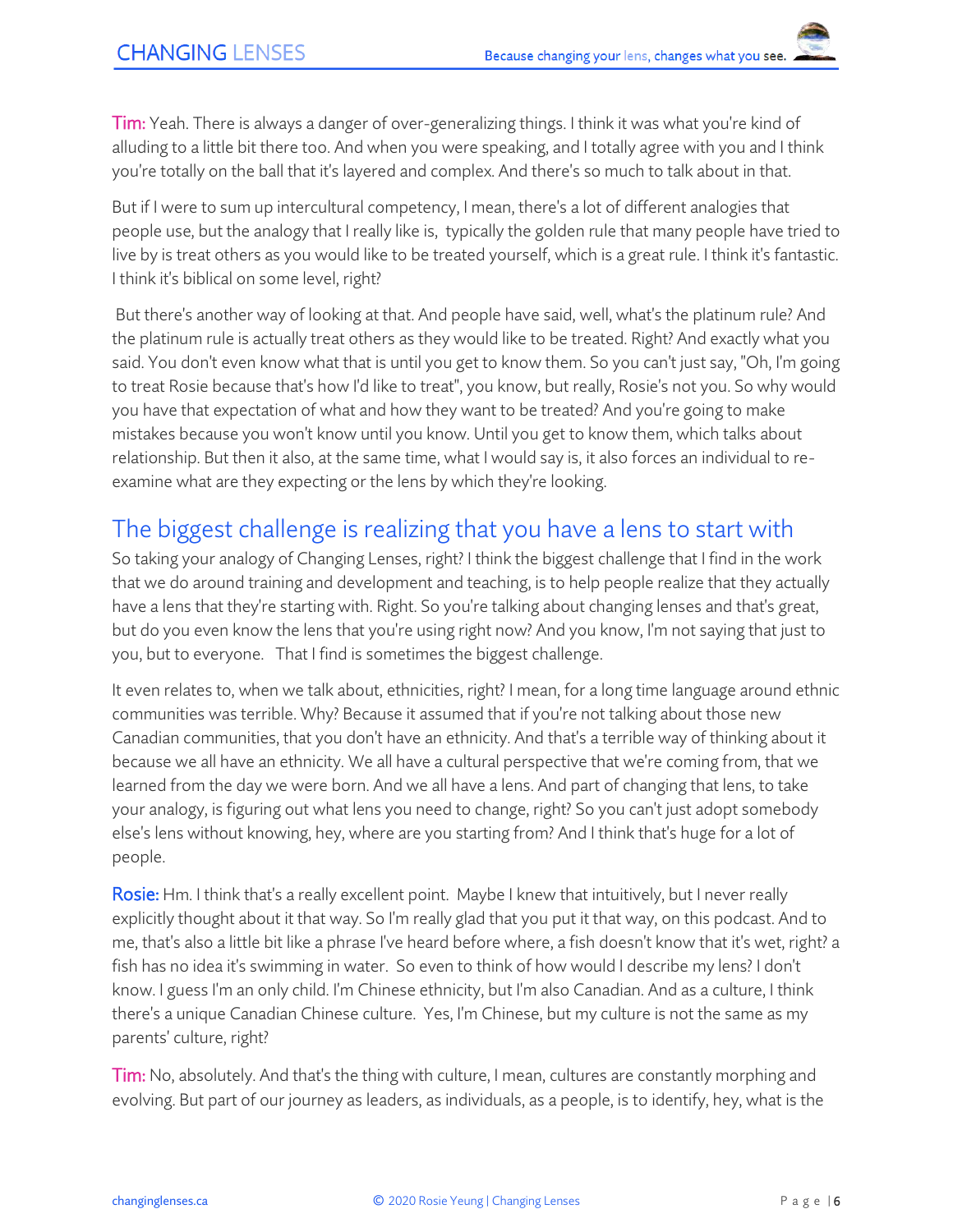**Tim:** Yeah. There is always a danger of over-generalizing things. I think it was what you're kind of alluding to a little bit there too. And when you were speaking, and I totally agree with you and I think you're totally on the ball that it's layered and complex. And there's so much to talk about in that.

But if I were to sum up intercultural competency, I mean, there's a lot of different analogies that people use, but the analogy that I really like is, typically the golden rule that many people have tried to live by is treat others as you would like to be treated yourself, which is a great rule. I think it's fantastic. I think it's biblical on some level, right?

But there's another way of looking at that. And people have said, well, what's the platinum rule? And the platinum rule is actually treat others as they would like to be treated. Right? And exactly what you said. You don't even know what that is until you get to know them. So you can't just say, "Oh, I'm going to treat Rosie because that's how I'd like to treat", you know, but really, Rosie's not you. So why would you have that expectation of what and how they want to be treated? And you're going to make mistakes because you won't know until you know. Until you get to know them, which talks about relationship. But then it also, at the same time, what I would say is, it also forces an individual to re-examine what are they expecting or the lens by which they're looking.

## The biggest challenge is realizing that you have a lens to start with

So taking your analogy of Changing Lenses, right? I think the biggest challenge that I find in the work that we do around training and development and teaching, is to help people realize that they actually have a lens that they're starting with. Right. So you're talking about changing lenses and that's great, but do you even know the lens that you're using right now? And you know, I'm not saying that just to you, but to everyone. That I find is sometimes the biggest challenge.

It even relates to, when we talk about, ethnicities, right? I mean, for a long time language around ethnic communities was terrible. Why? Because it assumed that if you're not talking about those new Canadian communities, that you don't have an ethnicity. And that's a terrible way of thinking about it because we all have an ethnicity. We all have a cultural perspective that we're coming from, that we learned from the day we were born. And we all have a lens. And part of changing that lens, to take your analogy, is figuring out what lens you need to change, right? So you can't just adopt somebody else's lens without knowing, hey, where are you starting from? And I think that's huge for a lot of people.

**Rosie:** Hm. I think that's a really excellent point. Maybe I knew that intuitively, but I never really explicitly thought about it that way. So I'm really glad that you put it that way, on this podcast. And to me, that's also a little bit like a phrase I've heard before where, a fish doesn't know that it's wet, right? a fish has no idea it's swimming in water. So even to think of how would I describe my lens? I don't know. I guess I'm an only child. I'm Chinese ethnicity, but I'm also Canadian. And as a culture, I think there's a unique Canadian Chinese culture. Yes, I'm Chinese, but my culture is not the same as my parents' culture, right?

**Tim:** No, absolutely. And that's the thing with culture, I mean, cultures are constantly morphing and evolving. But part of our journey as leaders, as individuals, as a people, is to identify, hey, what is the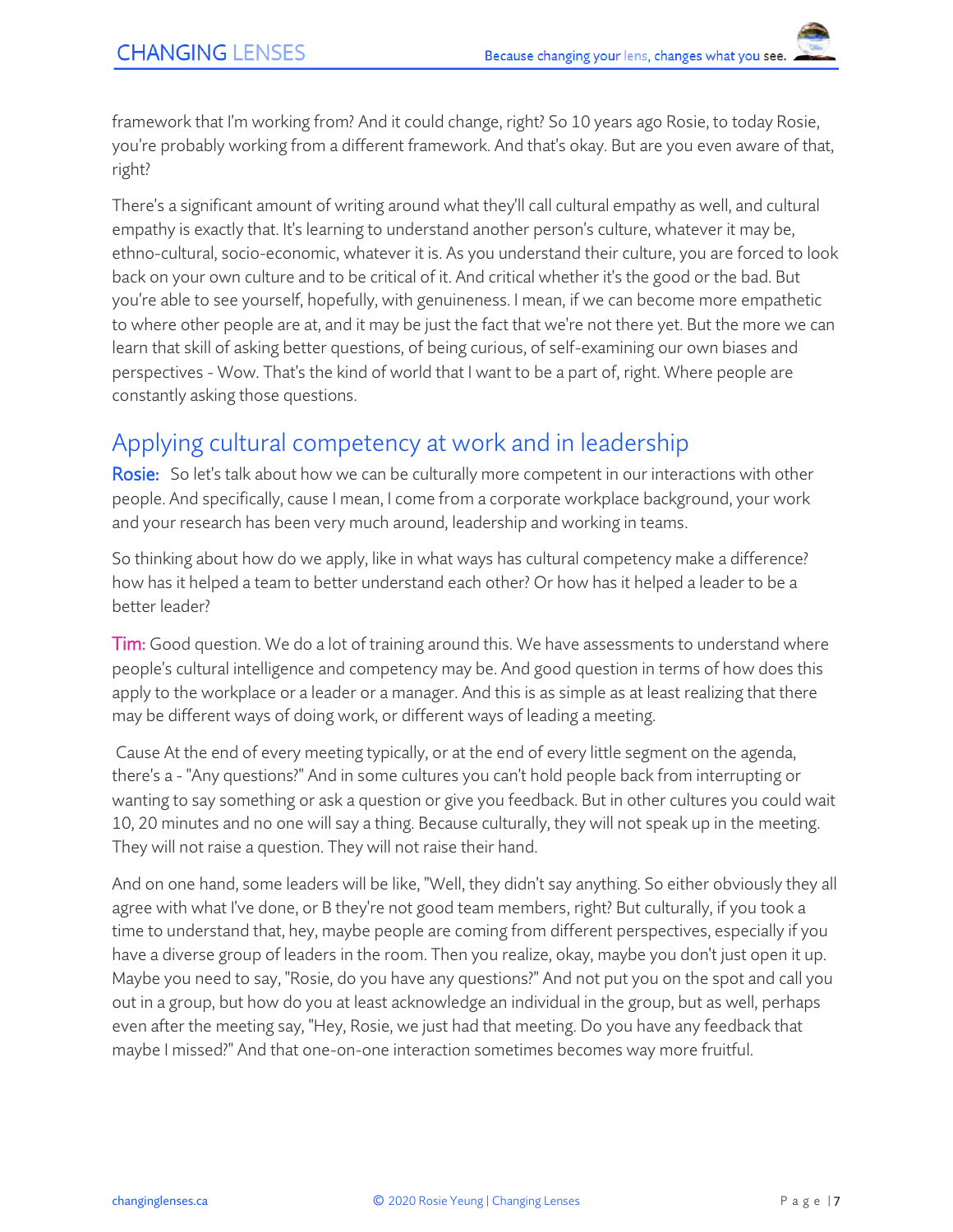framework that I'm working from? And it could change, right? So 10 years ago Rosie, to today Rosie, you're probably working from a different framework. And that's okay. But are you even aware of that, right?

There's a significant amount of writing around what they'll call cultural empathy as well, and cultural empathy is exactly that. It's learning to understand another person's culture, whatever it may be, ethno-cultural, socio-economic, whatever it is. As you understand their culture, you are forced to look back on your own culture and to be critical of it. And critical whether it's the good or the bad. But you're able to see yourself, hopefully, with genuineness. I mean, if we can become more empathetic to where other people are at, and it may be just the fact that we're not there yet. But the more we can learn that skill of asking better questions, of being curious, of self-examining our own biases and perspectives - Wow. That's the kind of world that I want to be a part of, right. Where people are constantly asking those questions.

## Applying cultural competency at work and in leadership

**Rosie:** So let's talk about how we can be culturally more competent in our interactions with other people. And specifically, cause I mean, I come from a corporate workplace background, your work and your research has been very much around, leadership and working in teams.

So thinking about how do we apply, like in what ways has cultural competency make a difference? how has it helped a team to better understand each other? Or how has it helped a leader to be a better leader?

**Tim:** Good question. We do a lot of training around this. We have assessments to understand where people's cultural intelligence and competency may be. And good question in terms of how does this apply to the workplace or a leader or a manager. And this is as simple as at least realizing that there may be different ways of doing work, or different ways of leading a meeting.

Cause At the end of every meeting typically, or at the end of every little segment on the agenda, there's a - "Any questions?" And in some cultures you can't hold people back from interrupting or wanting to say something or ask a question or give you feedback. But in other cultures you could wait 10, 20 minutes and no one will say a thing. Because culturally, they will not speak up in the meeting. They will not raise a question. They will not raise their hand.

And on one hand, some leaders will be like, "Well, they didn't say anything. So either obviously they all agree with what I've done, or B they're not good team members, right? But culturally, if you took a time to understand that, hey, maybe people are coming from different perspectives, especially if you have a diverse group of leaders in the room. Then you realize, okay, maybe you don't just open it up. Maybe you need to say, "Rosie, do you have any questions?" And not put you on the spot and call you out in a group, but how do you at least acknowledge an individual in the group, but as well, perhaps even after the meeting say, "Hey, Rosie, we just had that meeting. Do you have any feedback that maybe I missed?" And that one-on-one interaction sometimes becomes way more fruitful.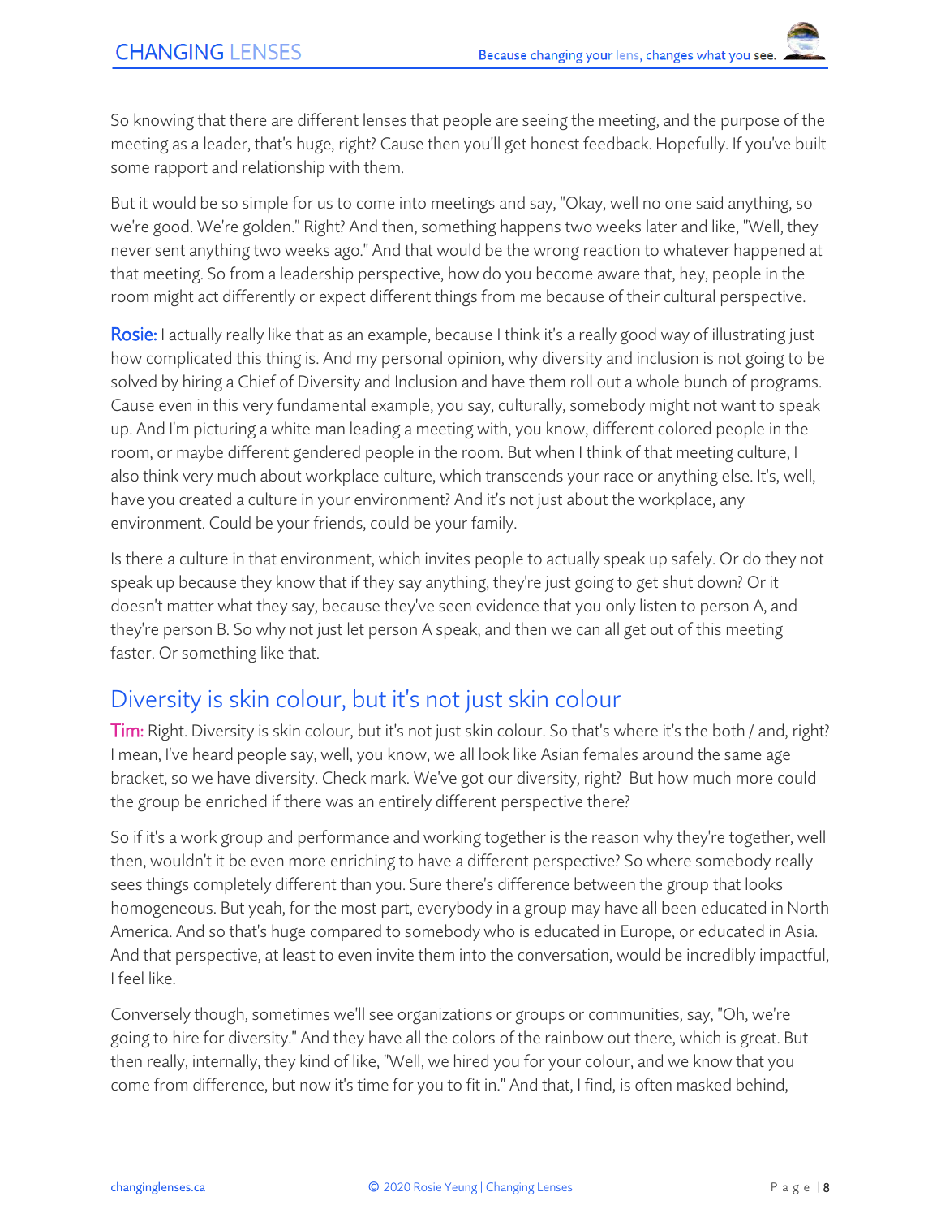So knowing that there are different lenses that people are seeing the meeting, and the purpose of the meeting as a leader, that's huge, right? Cause then you'll get honest feedback. Hopefully. If you've built some rapport and relationship with them.

But it would be so simple for us to come into meetings and say, "Okay, well no one said anything, so we're good. We're golden." Right? And then, something happens two weeks later and like, "Well, they never sent anything two weeks ago." And that would be the wrong reaction to whatever happened at that meeting. So from a leadership perspective, how do you become aware that, hey, people in the room might act differently or expect different things from me because of their cultural perspective.

**Rosie:** I actually really like that as an example, because I think it's a really good way of illustrating just how complicated this thing is. And my personal opinion, why diversity and inclusion is not going to be solved by hiring a Chief of Diversity and Inclusion and have them roll out a whole bunch of programs. Cause even in this very fundamental example, you say, culturally, somebody might not want to speak up. And I'm picturing a white man leading a meeting with, you know, different colored people in the room, or maybe different gendered people in the room. But when I think of that meeting culture, I also think very much about workplace culture, which transcends your race or anything else. It's, well, have you created a culture in your environment? And it's not just about the workplace, any environment. Could be your friends, could be your family.

Is there a culture in that environment, which invites people to actually speak up safely. Or do they not speak up because they know that if they say anything, they're just going to get shut down? Or it doesn't matter what they say, because they've seen evidence that you only listen to person A, and they're person B. So why not just let person A speak, and then we can all get out of this meeting faster. Or something like that.

## Diversity is skin colour, but it's not just skin colour

**Tim:** Right. Diversity is skin colour, but it's not just skin colour. So that's where it's the both / and, right? I mean, I've heard people say, well, you know, we all look like Asian females around the same age bracket, so we have diversity. Check mark. We've got our diversity, right? But how much more could the group be enriched if there was an entirely different perspective there?

So if it's a work group and performance and working together is the reason why they're together, well then, wouldn't it be even more enriching to have a different perspective? So where somebody really sees things completely different than you. Sure there's difference between the group that looks homogeneous. But yeah, for the most part, everybody in a group may have all been educated in North America. And so that's huge compared to somebody who is educated in Europe, or educated in Asia. And that perspective, at least to even invite them into the conversation, would be incredibly impactful, I feel like.

Conversely though, sometimes we'll see organizations or groups or communities, say, "Oh, we're going to hire for diversity." And they have all the colors of the rainbow out there, which is great. But then really, internally, they kind of like, "Well, we hired you for your colour, and we know that you come from difference, but now it's time for you to fit in." And that, I find, is often masked behind,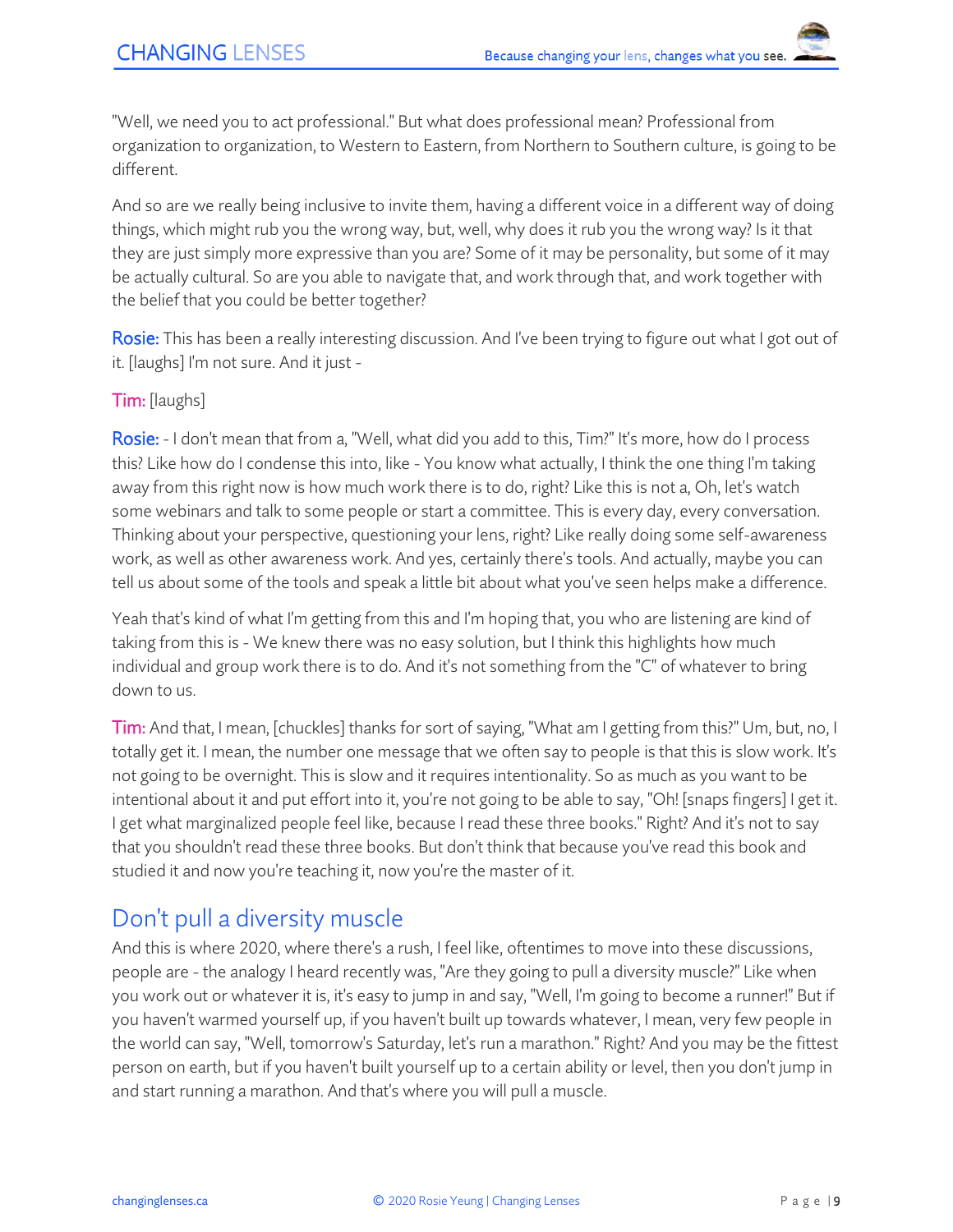"Well, we need you to act professional." But what does professional mean? Professional from organization to organization, to Western to Eastern, from Northern to Southern culture, is going to be different.

And so are we really being inclusive to invite them, having a different voice in a different way of doing things, which might rub you the wrong way, but, well, why does it rub you the wrong way? Is it that they are just simply more expressive than you are? Some of it may be personality, but some of it may be actually cultural. So are you able to navigate that, and work through that, and work together with the belief that you could be better together?

**Rosie:** This has been a really interesting discussion. And I've been trying to figure out what I got out of it. [laughs] I'm not sure. And it just -

**Tim:** [laughs]

**Rosie:** - I don't mean that from a, "Well, what did you add to this, Tim?" It's more, how do I process this? Like how do I condense this into, like - You know what actually, I think the one thing I'm taking away from this right now is how much work there is to do, right? Like this is not a, Oh, let's watch some webinars and talk to some people or start a committee. This is every day, every conversation. Thinking about your perspective, questioning your lens, right? Like really doing some self-awareness work, as well as other awareness work. And yes, certainly there's tools. And actually, maybe you can tell us about some of the tools and speak a little bit about what you've seen helps make a difference.

Yeah that's kind of what I'm getting from this and I'm hoping that, you who are listening are kind of taking from this is - We knew there was no easy solution, but I think this highlights how much individual and group work there is to do. And it's not something from the "C" of whatever to bring down to us.

**Tim:** And that, I mean, [chuckles] thanks for sort of saying, "What am I getting from this?" Um, but, no, I totally get it. I mean, the number one message that we often say to people is that this is slow work. It's not going to be overnight. This is slow and it requires intentionality. So as much as you want to be intentional about it and put effort into it, you're not going to be able to say, "Oh! [snaps fingers] I get it. I get what marginalized people feel like, because I read these three books." Right? And it's not to say that you shouldn't read these three books. But don't think that because you've read this book and studied it and now you're teaching it, now you're the master of it.

## Don't pull a diversity muscle

And this is where 2020, where there's a rush, I feel like, oftentimes to move into these discussions, people are - the analogy I heard recently was, "Are they going to pull a diversity muscle?" Like when you work out or whatever it is, it's easy to jump in and say, "Well, I'm going to become a runner!" But if you haven't warmed yourself up, if you haven't built up towards whatever, I mean, very few people in the world can say, "Well, tomorrow's Saturday, let's run a marathon." Right? And you may be the fittest person on earth, but if you haven't built yourself up to a certain ability or level, then you don't jump in and start running a marathon. And that's where you will pull a muscle.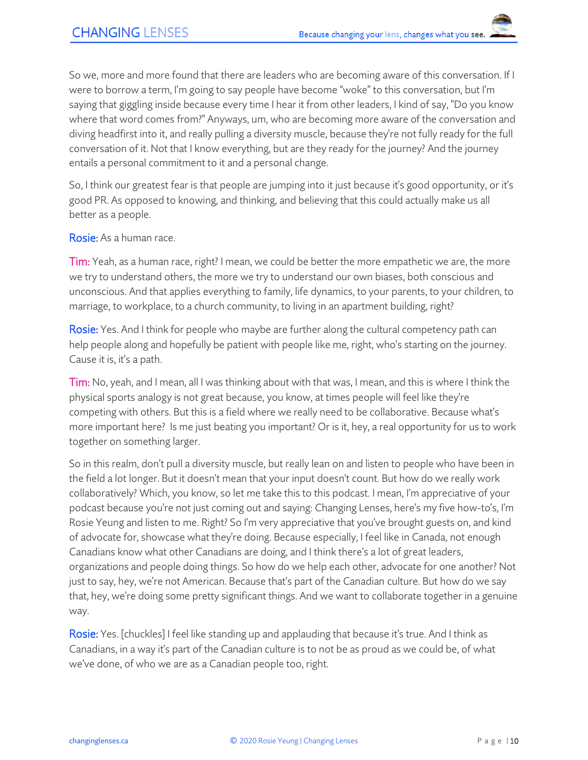So we, more and more found that there are leaders who are becoming aware of this conversation. If I were to borrow a term, I'm going to say people have become "woke" to this conversation, but I'm saying that giggling inside because every time I hear it from other leaders, I kind of say, "Do you know where that word comes from?" Anyways, um, who are becoming more aware of the conversation and diving headfirst into it, and really pulling a diversity muscle, because they're not fully ready for the full conversation of it. Not that I know everything, but are they ready for the journey? And the journey entails a personal commitment to it and a personal change.

So, I think our greatest fear is that people are jumping into it just because it's good opportunity, or it's good PR. As opposed to knowing, and thinking, and believing that this could actually make us all better as a people.

**Rosie:** As a human race.

**Tim:** Yeah, as a human race, right? I mean, we could be better the more empathetic we are, the more we try to understand others, the more we try to understand our own biases, both conscious and unconscious. And that applies everything to family, life dynamics, to your parents, to your children, to marriage, to workplace, to a church community, to living in an apartment building, right?

**Rosie:** Yes. And I think for people who maybe are further along the cultural competency path can help people along and hopefully be patient with people like me, right, who's starting on the journey. Cause it is, it's a path.

**Tim:** No, yeah, and I mean, all I was thinking about with that was, I mean, and this is where I think the physical sports analogy is not great because, you know, at times people will feel like they're competing with others. But this is a field where we really need to be collaborative. Because what's more important here? Is me just beating you important? Or is it, hey, a real opportunity for us to work together on something larger.

So in this realm, don't pull a diversity muscle, but really lean on and listen to people who have been in the field a lot longer. But it doesn't mean that your input doesn't count. But how do we really work collaboratively? Which, you know, so let me take this to this podcast. I mean, I'm appreciative of your podcast because you're not just coming out and saying: Changing Lenses, here's my five how-to's, I'm Rosie Yeung and listen to me. Right? So I'm very appreciative that you've brought guests on, and kind of advocate for, showcase what they're doing. Because especially, I feel like in Canada, not enough Canadians know what other Canadians are doing, and I think there's a lot of great leaders, organizations and people doing things. So how do we help each other, advocate for one another? Not just to say, hey, we're not American. Because that's part of the Canadian culture. But how do we say that, hey, we're doing some pretty significant things. And we want to collaborate together in a genuine way.

**Rosie:** Yes. [chuckles] I feel like standing up and applauding that because it's true. And I think as Canadians, in a way it's part of the Canadian culture is to not be as proud as we could be, of what we've done, of who we are as a Canadian people too, right.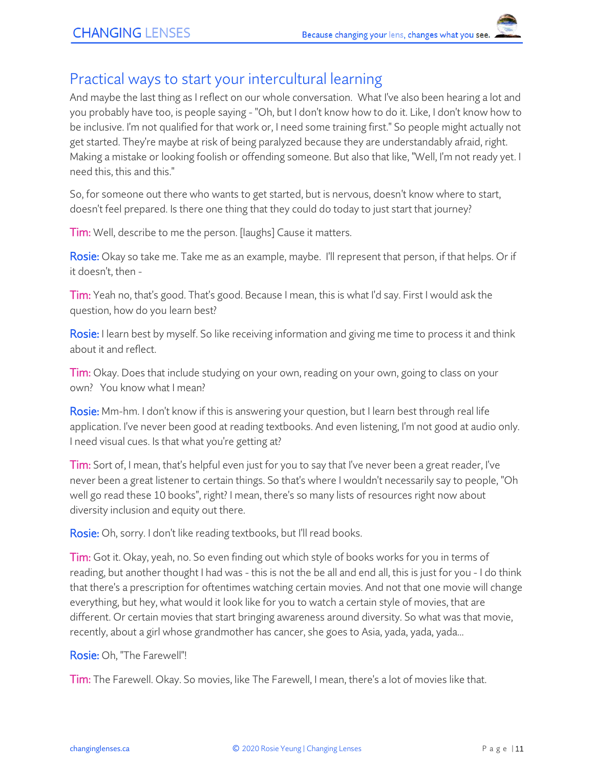## Practical ways to start your intercultural learning

And maybe the last thing as I reflect on our whole conversation. What I've also been hearing a lot and you probably have too, is people saying - "Oh, but I don't know how to do it. Like, I don't know how to be inclusive. I'm not qualified for that work or, I need some training first." So people might actually not get started. They're maybe at risk of being paralyzed because they are understandably afraid, right. Making a mistake or looking foolish or offending someone. But also that like, "Well, I'm not ready yet. I need this, this and this."

So, for someone out there who wants to get started, but is nervous, doesn't know where to start, doesn't feel prepared. Is there one thing that they could do today to just start that journey?

**Tim:** Well, describe to me the person. [laughs] Cause it matters.

**Rosie:** Okay so take me. Take me as an example, maybe. I'll represent that person, if that helps. Or if it doesn't, then -

**Tim:** Yeah no, that's good. That's good. Because I mean, this is what I'd say. First I would ask the question, how do you learn best?

**Rosie:** I learn best by myself. So like receiving information and giving me time to process it and think about it and reflect.

**Tim:** Okay. Does that include studying on your own, reading on your own, going to class on your own? You know what I mean?

**Rosie:** Mm-hm. I don't know if this is answering your question, but I learn best through real life application. I've never been good at reading textbooks. And even listening, I'm not good at audio only. I need visual cues. Is that what you're getting at?

**Tim:** Sort of, I mean, that's helpful even just for you to say that I've never been a great reader, I've never been a great listener to certain things. So that's where I wouldn't necessarily say to people, "Oh well go read these 10 books", right? I mean, there's so many lists of resources right now about diversity inclusion and equity out there.

**Rosie:** Oh, sorry. I don't like reading textbooks, but I'll read books.

**Tim:** Got it. Okay, yeah, no. So even finding out which style of books works for you in terms of reading, but another thought I had was - this is not the be all and end all, this is just for you - I do think that there's a prescription for oftentimes watching certain movies. And not that one movie will change everything, but hey, what would it look like for you to watch a certain style of movies, that are different. Or certain movies that start bringing awareness around diversity. So what was that movie, recently, about a girl whose grandmother has cancer, she goes to Asia, yada, yada, yada...

**Rosie:** Oh, "The Farewell"!

**Tim:** The Farewell. Okay. So movies, like The Farewell, I mean, there's a lot of movies like that.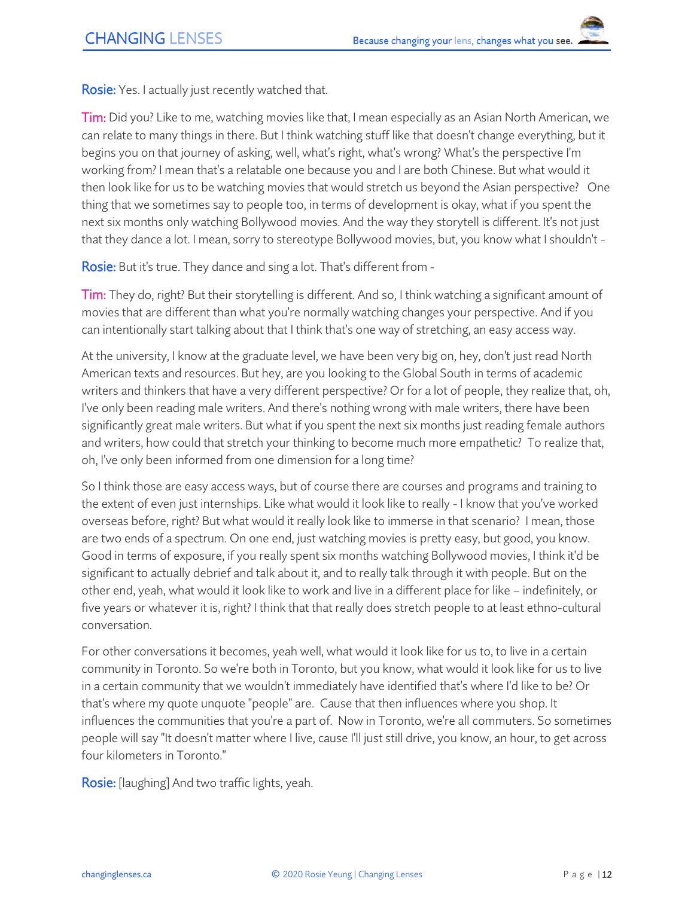**Rosie:** Yes. I actually just recently watched that.

**Tim:** Did you? Like to me, watching movies like that, I mean especially as an Asian North American, we can relate to many things in there. But I think watching stuff like that doesn't change everything, but it begins you on that journey of asking, well, what's right, what's wrong? What's the perspective I'm working from? I mean that's a relatable one because you and I are both Chinese. But what would it then look like for us to be watching movies that would stretch us beyond the Asian perspective? One thing that we sometimes say to people too, in terms of development is okay, what if you spent the next six months only watching Bollywood movies. And the way they storytell is different. It's not just that they dance a lot. I mean, sorry to stereotype Bollywood movies, but, you know what I shouldn't -

**Rosie:** But it's true. They dance and sing a lot. That's different from -

**Tim:** They do, right? But their storytelling is different. And so, I think watching a significant amount of movies that are different than what you're normally watching changes your perspective. And if you can intentionally start talking about that I think that's one way of stretching, an easy access way.

At the university, I know at the graduate level, we have been very big on, hey, don't just read North American texts and resources. But hey, are you looking to the Global South in terms of academic writers and thinkers that have a very different perspective? Or for a lot of people, they realize that, oh, I've only been reading male writers. And there's nothing wrong with male writers, there have been significantly great male writers. But what if you spent the next six months just reading female authors and writers, how could that stretch your thinking to become much more empathetic? To realize that, oh, I've only been informed from one dimension for a long time?

So I think those are easy access ways, but of course there are courses and programs and training to the extent of even just internships. Like what would it look like to really - I know that you've worked overseas before, right? But what would it really look like to immerse in that scenario? I mean, those are two ends of a spectrum. On one end, just watching movies is pretty easy, but good, you know. Good in terms of exposure, if you really spent six months watching Bollywood movies, I think it'd be significant to actually debrief and talk about it, and to really talk through it with people. But on the other end, yeah, what would it look like to work and live in a different place for like – indefinitely, or five years or whatever it is, right? I think that that really does stretch people to at least ethno-cultural conversation.

For other conversations it becomes, yeah well, what would it look like for us to, to live in a certain community in Toronto. So we're both in Toronto, but you know, what would it look like for us to live in a certain community that we wouldn't immediately have identified that's where I'd like to be? Or that's where my quote unquote "people" are. Cause that then influences where you shop. It influences the communities that you're a part of. Now in Toronto, we're all commuters. So sometimes people will say "It doesn't matter where I live, cause I'll just still drive, you know, an hour, to get across four kilometers in Toronto."

**Rosie:** [laughing] And two traffic lights, yeah.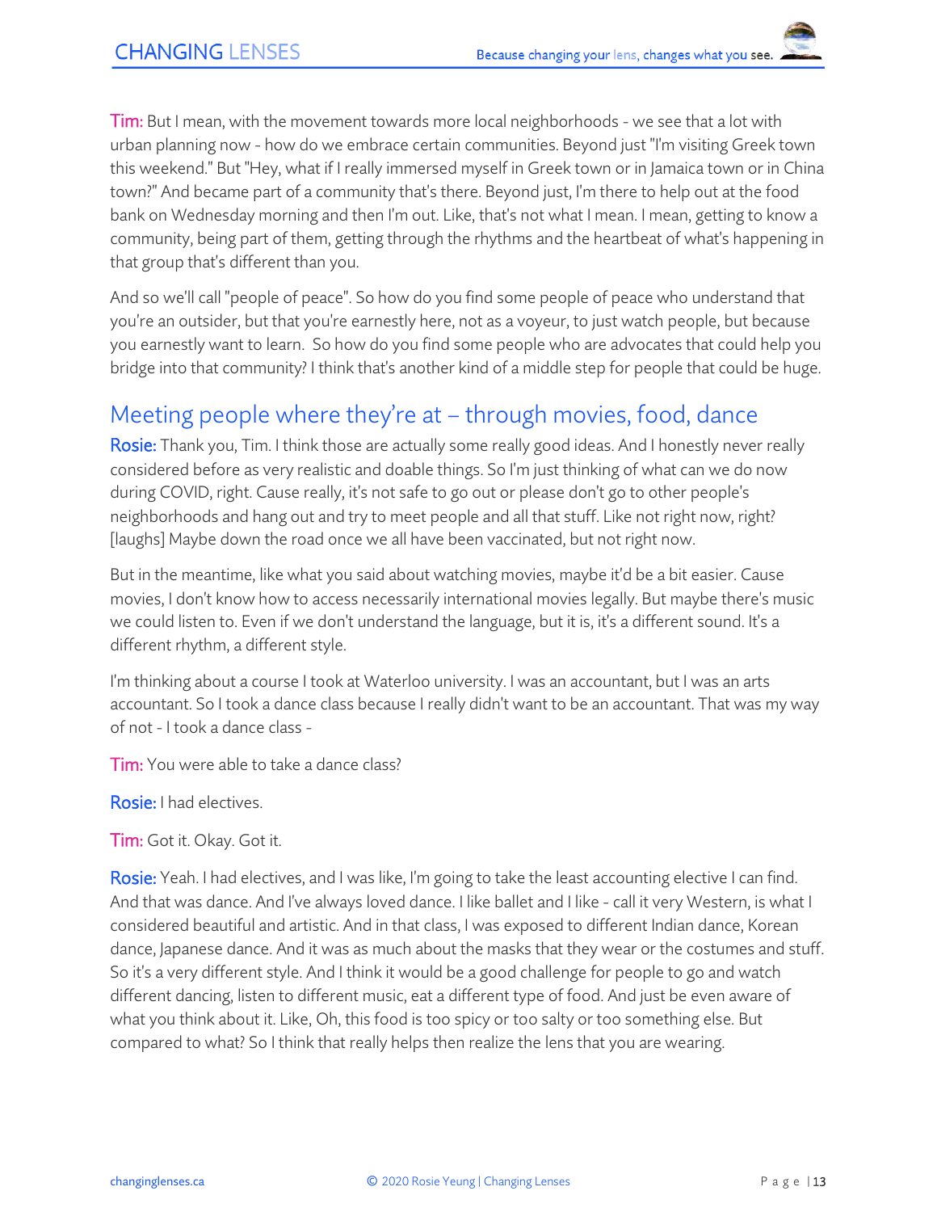**Tim:** But I mean, with the movement towards more local neighborhoods - we see that a lot with urban planning now - how do we embrace certain communities. Beyond just "I'm visiting Greek town this weekend." But "Hey, what if I really immersed myself in Greek town or in Jamaica town or in China town?" And became part of a community that's there. Beyond just, I'm there to help out at the food bank on Wednesday morning and then I'm out. Like, that's not what I mean. I mean, getting to know a community, being part of them, getting through the rhythms and the heartbeat of what's happening in that group that's different than you.

And so we'll call "people of peace". So how do you find some people of peace who understand that you're an outsider, but that you're earnestly here, not as a voyeur, to just watch people, but because you earnestly want to learn. So how do you find some people who are advocates that could help you bridge into that community? I think that's another kind of a middle step for people that could be huge.

## Meeting people where they're at – through movies, food, dance

**Rosie:** Thank you, Tim. I think those are actually some really good ideas. And I honestly never really considered before as very realistic and doable things. So I'm just thinking of what can we do now during COVID, right. Cause really, it's not safe to go out or please don't go to other people's neighborhoods and hang out and try to meet people and all that stuff. Like not right now, right? [laughs] Maybe down the road once we all have been vaccinated, but not right now.

But in the meantime, like what you said about watching movies, maybe it'd be a bit easier. Cause movies, I don't know how to access necessarily international movies legally. But maybe there's music we could listen to. Even if we don't understand the language, but it is, it's a different sound. It's a different rhythm, a different style.

I'm thinking about a course I took at Waterloo university. I was an accountant, but I was an arts accountant. So I took a dance class because I really didn't want to be an accountant. That was my way of not - I took a dance class -

**Tim:** You were able to take a dance class?

**Rosie:** I had electives.

**Tim:** Got it. Okay. Got it.

**Rosie:** Yeah. I had electives, and I was like, I'm going to take the least accounting elective I can find. And that was dance. And I've always loved dance. I like ballet and I like - call it very Western, is what I considered beautiful and artistic. And in that class, I was exposed to different Indian dance, Korean dance, Japanese dance. And it was as much about the masks that they wear or the costumes and stuff. So it's a very different style. And I think it would be a good challenge for people to go and watch different dancing, listen to different music, eat a different type of food. And just be even aware of what you think about it. Like, Oh, this food is too spicy or too salty or too something else. But compared to what? So I think that really helps then realize the lens that you are wearing.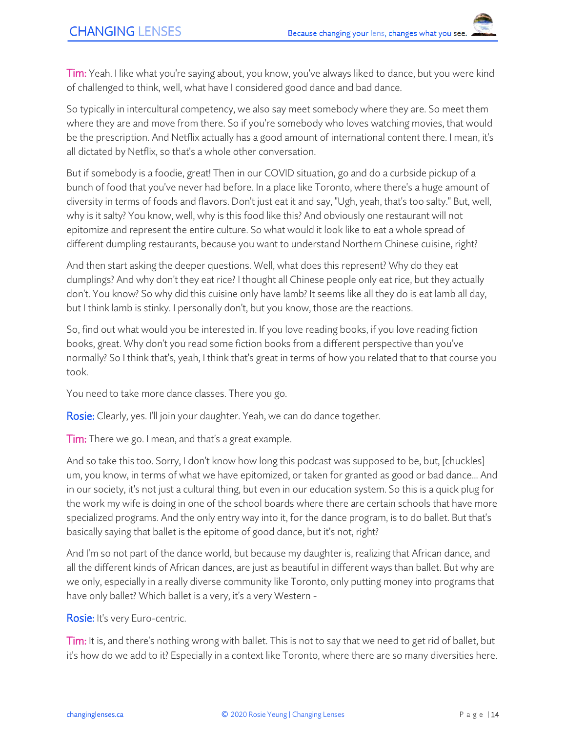**Tim:** Yeah. I like what you're saying about, you know, you've always liked to dance, but you were kind of challenged to think, well, what have I considered good dance and bad dance.

So typically in intercultural competency, we also say meet somebody where they are. So meet them where they are and move from there. So if you're somebody who loves watching movies, that would be the prescription. And Netflix actually has a good amount of international content there. I mean, it's all dictated by Netflix, so that's a whole other conversation.

But if somebody is a foodie, great! Then in our COVID situation, go and do a curbside pickup of a bunch of food that you've never had before. In a place like Toronto, where there's a huge amount of diversity in terms of foods and flavors. Don't just eat it and say, "Ugh, yeah, that's too salty." But, well, why is it salty? You know, well, why is this food like this? And obviously one restaurant will not epitomize and represent the entire culture. So what would it look like to eat a whole spread of different dumpling restaurants, because you want to understand Northern Chinese cuisine, right?

And then start asking the deeper questions. Well, what does this represent? Why do they eat dumplings? And why don't they eat rice? I thought all Chinese people only eat rice, but they actually don't. You know? So why did this cuisine only have lamb? It seems like all they do is eat lamb all day, but I think lamb is stinky. I personally don't, but you know, those are the reactions.

So, find out what would you be interested in. If you love reading books, if you love reading fiction books, great. Why don't you read some fiction books from a different perspective than you've normally? So I think that's, yeah, I think that's great in terms of how you related that to that course you took.

You need to take more dance classes. There you go.

**Rosie:** Clearly, yes. I'll join your daughter. Yeah, we can do dance together.

**Tim:** There we go. I mean, and that's a great example.

And so take this too. Sorry, I don't know how long this podcast was supposed to be, but, [chuckles] um, you know, in terms of what we have epitomized, or taken for granted as good or bad dance… And in our society, it's not just a cultural thing, but even in our education system. So this is a quick plug for the work my wife is doing in one of the school boards where there are certain schools that have more specialized programs. And the only entry way into it, for the dance program, is to do ballet. But that's basically saying that ballet is the epitome of good dance, but it's not, right?

And I'm so not part of the dance world, but because my daughter is, realizing that African dance, and all the different kinds of African dances, are just as beautiful in different ways than ballet. But why are we only, especially in a really diverse community like Toronto, only putting money into programs that have only ballet? Which ballet is a very, it's a very Western -

**Rosie:** It's very Euro-centric.

**Tim:** It is, and there's nothing wrong with ballet. This is not to say that we need to get rid of ballet, but it's how do we add to it? Especially in a context like Toronto, where there are so many diversities here.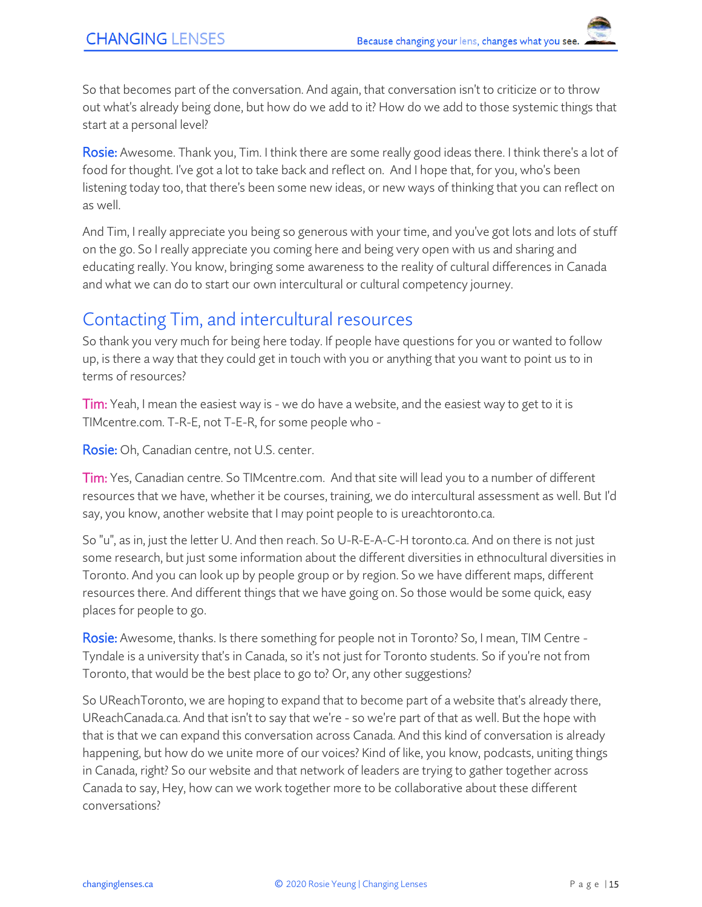So that becomes part of the conversation. And again, that conversation isn't to criticize or to throw out what's already being done, but how do we add to it? How do we add to those systemic things that start at a personal level?

**Rosie:** Awesome. Thank you, Tim. I think there are some really good ideas there. I think there's a lot of food for thought. I've got a lot to take back and reflect on. And I hope that, for you, who's been listening today too, that there's been some new ideas, or new ways of thinking that you can reflect on as well.

And Tim, I really appreciate you being so generous with your time, and you've got lots and lots of stuff on the go. So I really appreciate you coming here and being very open with us and sharing and educating really. You know, bringing some awareness to the reality of cultural differences in Canada and what we can do to start our own intercultural or cultural competency journey.

## Contacting Tim, and intercultural resources

So thank you very much for being here today. If people have questions for you or wanted to follow up, is there a way that they could get in touch with you or anything that you want to point us to in terms of resources?

**Tim:** Yeah, I mean the easiest way is - we do have a website, and the easiest way to get to it is TIMcentre.com. T-R-E, not T-E-R, for some people who -

**Rosie:** Oh, Canadian centre, not U.S. center.

**Tim:** Yes, Canadian centre. So TIMcentre.com. And that site will lead you to a number of different resources that we have, whether it be courses, training, we do intercultural assessment as well. But I'd say, you know, another website that I may point people to is ureachtoronto.ca.

So "u", as in, just the letter U. And then reach. So U-R-E-A-C-H toronto.ca. And on there is not just some research, but just some information about the different diversities in ethnocultural diversities in Toronto. And you can look up by people group or by region. So we have different maps, different resources there. And different things that we have going on. So those would be some quick, easy places for people to go.

**Rosie:** Awesome, thanks. Is there something for people not in Toronto? So, I mean, TIM Centre - Tyndale is a university that's in Canada, so it's not just for Toronto students. So if you're not from Toronto, that would be the best place to go to? Or, any other suggestions?

So UReachToronto, we are hoping to expand that to become part of a website that's already there, UReachCanada.ca. And that isn't to say that we're - so we're part of that as well. But the hope with that is that we can expand this conversation across Canada. And this kind of conversation is already happening, but how do we unite more of our voices? Kind of like, you know, podcasts, uniting things in Canada, right? So our website and that network of leaders are trying to gather together across Canada to say, Hey, how can we work together more to be collaborative about these different conversations?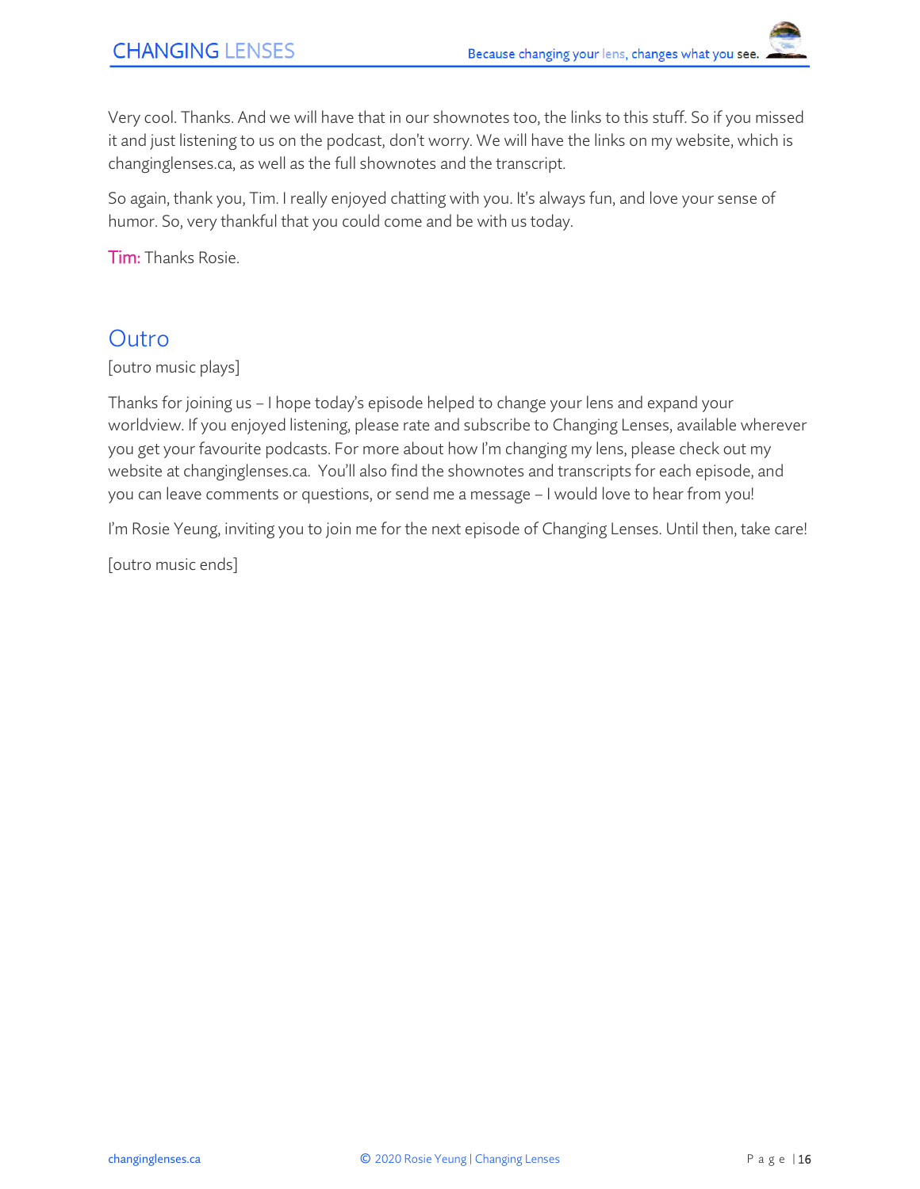Very cool. Thanks. And we will have that in our shownotes too, the links to this stuff. So if you missed it and just listening to us on the podcast, don't worry. We will have the links on my website, which is changinglenses.ca, as well as the full shownotes and the transcript.

So again, thank you, Tim. I really enjoyed chatting with you. It's always fun, and love your sense of humor. So, very thankful that you could come and be with us today.

**Tim:** Thanks Rosie.

## Outro

[outro music plays]

Thanks for joining us – I hope today's episode helped to change your lens and expand your worldview. If you enjoyed listening, please rate and subscribe to Changing Lenses, available wherever you get your favourite podcasts. For more about how I'm changing my lens, please check out my website at changinglenses.ca. You'll also find the shownotes and transcripts for each episode, and you can leave comments or questions, or send me a message – I would love to hear from you!

I'm Rosie Yeung, inviting you to join me for the next episode of Changing Lenses. Until then, take care!

[outro music ends]